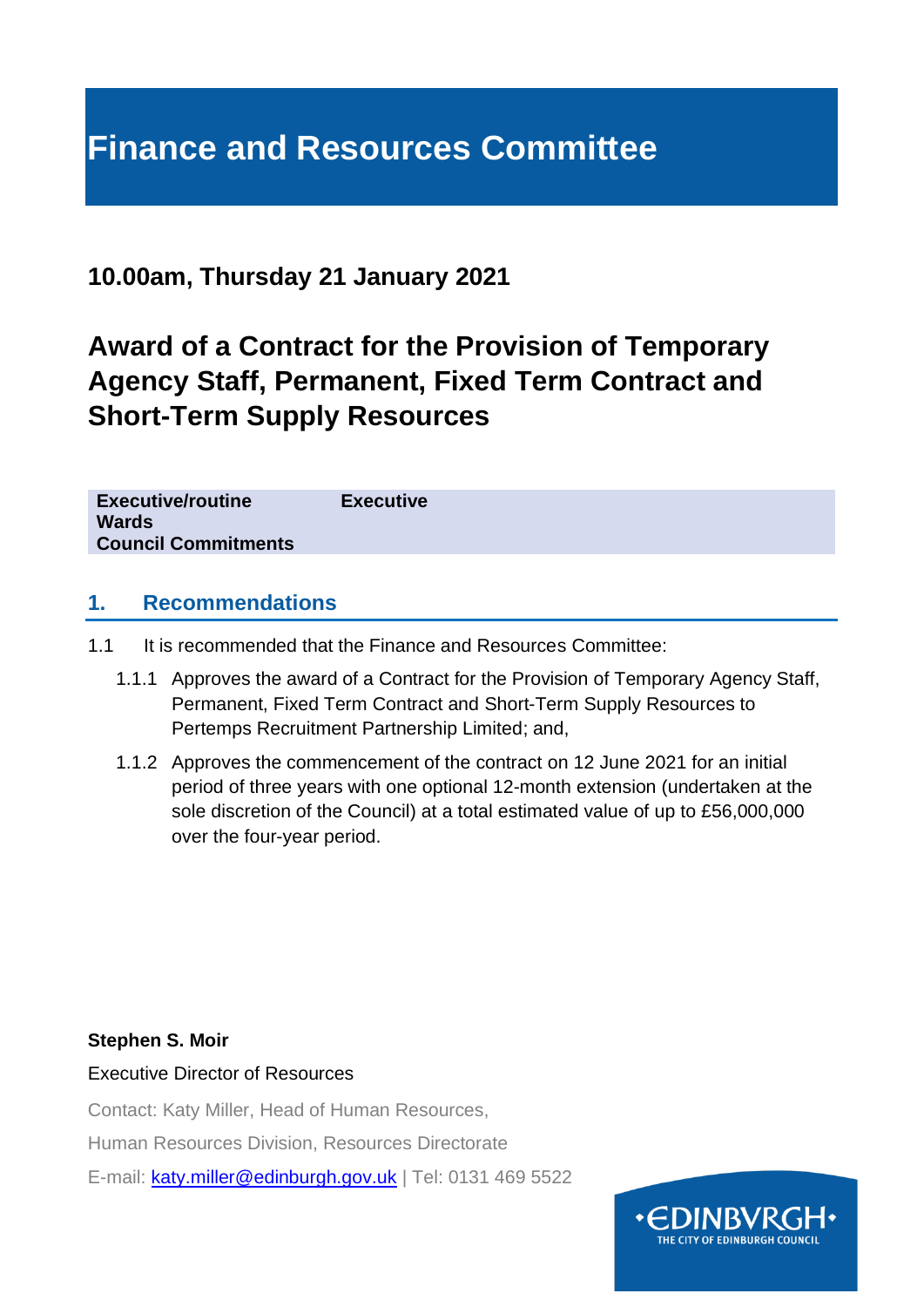# Finance and Resources Committee

## 10.00am, Thursday 21 January 2021

# Award of a Contract for the Provision of Temporary Agency Staff, Permanent, Fixed Term Contract and Short-Term Supply Resources

| | |
|---|---|
| **Executive/routine** | **Executive** |
| **Wards** | |
| **Council Commitments** | |

## 1. Recommendations

1.1 It is recommended that the Finance and Resources Committee:

1.1.1 Approves the award of a Contract for the Provision of Temporary Agency Staff, Permanent, Fixed Term Contract and Short-Term Supply Resources to Pertemps Recruitment Partnership Limited; and,

1.1.2 Approves the commencement of the contract on 12 June 2021 for an initial period of three years with one optional 12-month extension (undertaken at the sole discretion of the Council) at a total estimated value of up to £56,000,000 over the four-year period.

**Stephen S. Moir**

Executive Director of Resources

Contact: Katy Miller, Head of Human Resources,

Human Resources Division, Resources Directorate

E-mail: katy.miller@edinburgh.gov.uk | Tel: 0131 469 5522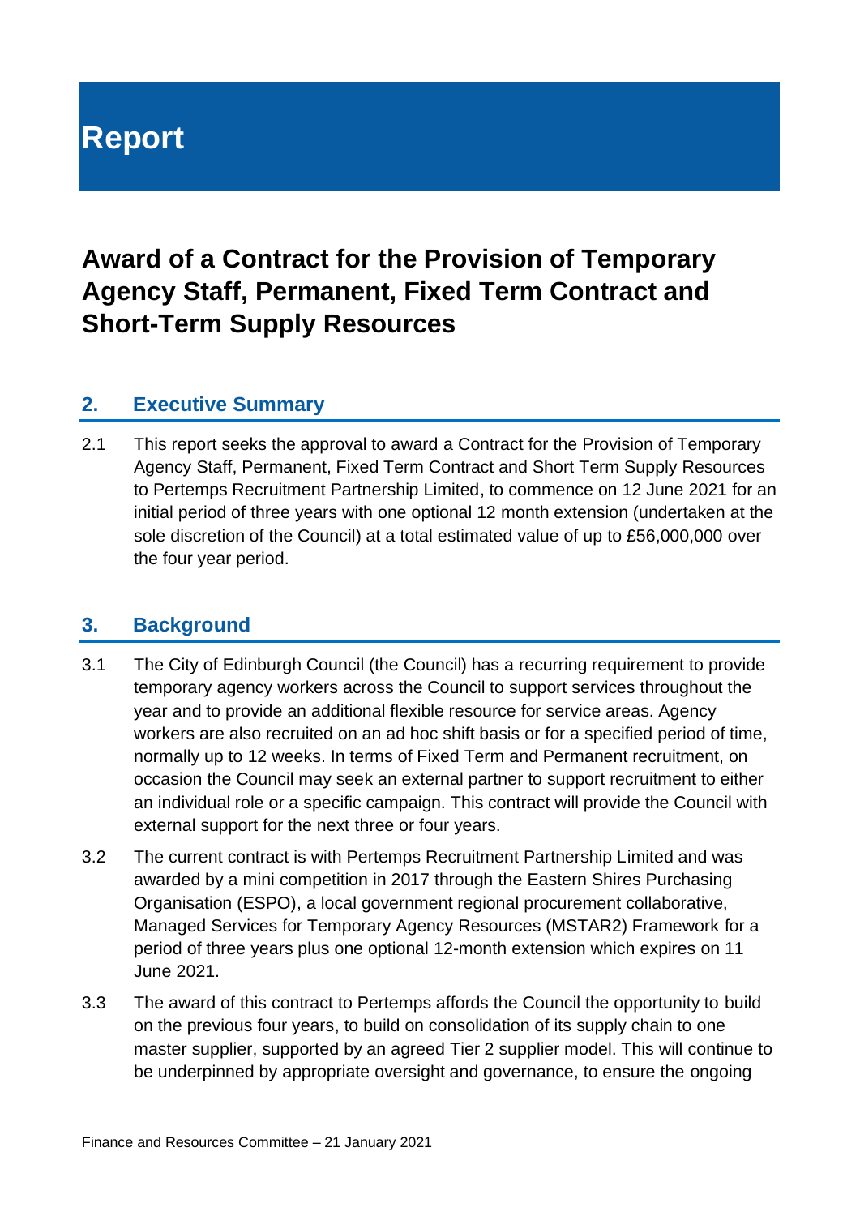# Report

## Award of a Contract for the Provision of Temporary Agency Staff, Permanent, Fixed Term Contract and Short-Term Supply Resources

### 2. Executive Summary

2.1 This report seeks the approval to award a Contract for the Provision of Temporary Agency Staff, Permanent, Fixed Term Contract and Short Term Supply Resources to Pertemps Recruitment Partnership Limited, to commence on 12 June 2021 for an initial period of three years with one optional 12 month extension (undertaken at the sole discretion of the Council) at a total estimated value of up to £56,000,000 over the four year period.

### 3. Background

3.1 The City of Edinburgh Council (the Council) has a recurring requirement to provide temporary agency workers across the Council to support services throughout the year and to provide an additional flexible resource for service areas. Agency workers are also recruited on an ad hoc shift basis or for a specified period of time, normally up to 12 weeks. In terms of Fixed Term and Permanent recruitment, on occasion the Council may seek an external partner to support recruitment to either an individual role or a specific campaign. This contract will provide the Council with external support for the next three or four years.

3.2 The current contract is with Pertemps Recruitment Partnership Limited and was awarded by a mini competition in 2017 through the Eastern Shires Purchasing Organisation (ESPO), a local government regional procurement collaborative, Managed Services for Temporary Agency Resources (MSTAR2) Framework for a period of three years plus one optional 12-month extension which expires on 11 June 2021.

3.3 The award of this contract to Pertemps affords the Council the opportunity to build on the previous four years, to build on consolidation of its supply chain to one master supplier, supported by an agreed Tier 2 supplier model. This will continue to be underpinned by appropriate oversight and governance, to ensure the ongoing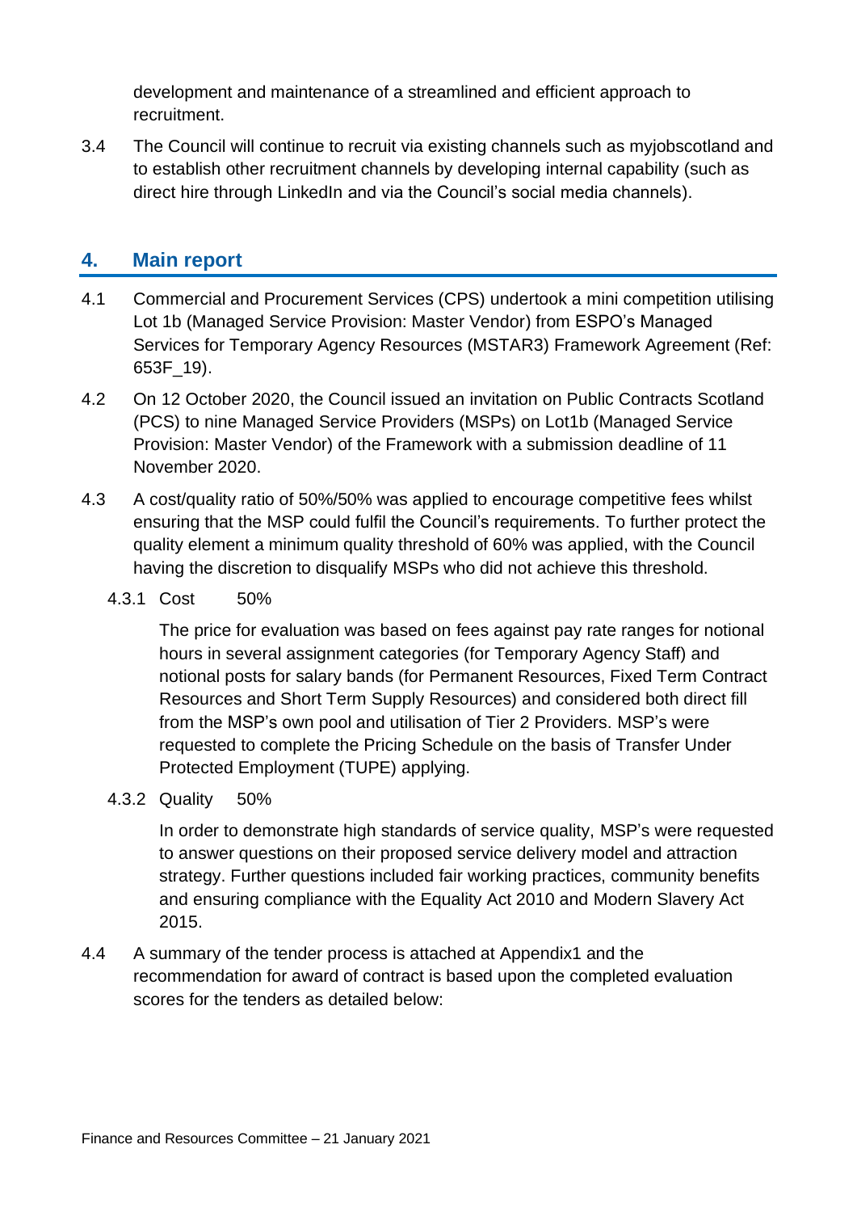development and maintenance of a streamlined and efficient approach to recruitment.

3.4 The Council will continue to recruit via existing channels such as myjobscotland and to establish other recruitment channels by developing internal capability (such as direct hire through LinkedIn and via the Council's social media channels).

## 4. Main report

4.1 Commercial and Procurement Services (CPS) undertook a mini competition utilising Lot 1b (Managed Service Provision: Master Vendor) from ESPO's Managed Services for Temporary Agency Resources (MSTAR3) Framework Agreement (Ref: 653F_19).

4.2 On 12 October 2020, the Council issued an invitation on Public Contracts Scotland (PCS) to nine Managed Service Providers (MSPs) on Lot1b (Managed Service Provision: Master Vendor) of the Framework with a submission deadline of 11 November 2020.

4.3 A cost/quality ratio of 50%/50% was applied to encourage competitive fees whilst ensuring that the MSP could fulfil the Council's requirements. To further protect the quality element a minimum quality threshold of 60% was applied, with the Council having the discretion to disqualify MSPs who did not achieve this threshold.

4.3.1 Cost 50%

The price for evaluation was based on fees against pay rate ranges for notional hours in several assignment categories (for Temporary Agency Staff) and notional posts for salary bands (for Permanent Resources, Fixed Term Contract Resources and Short Term Supply Resources) and considered both direct fill from the MSP's own pool and utilisation of Tier 2 Providers. MSP's were requested to complete the Pricing Schedule on the basis of Transfer Under Protected Employment (TUPE) applying.

4.3.2 Quality 50%

In order to demonstrate high standards of service quality, MSP's were requested to answer questions on their proposed service delivery model and attraction strategy. Further questions included fair working practices, community benefits and ensuring compliance with the Equality Act 2010 and Modern Slavery Act 2015.

4.4 A summary of the tender process is attached at Appendix1 and the recommendation for award of contract is based upon the completed evaluation scores for the tenders as detailed below: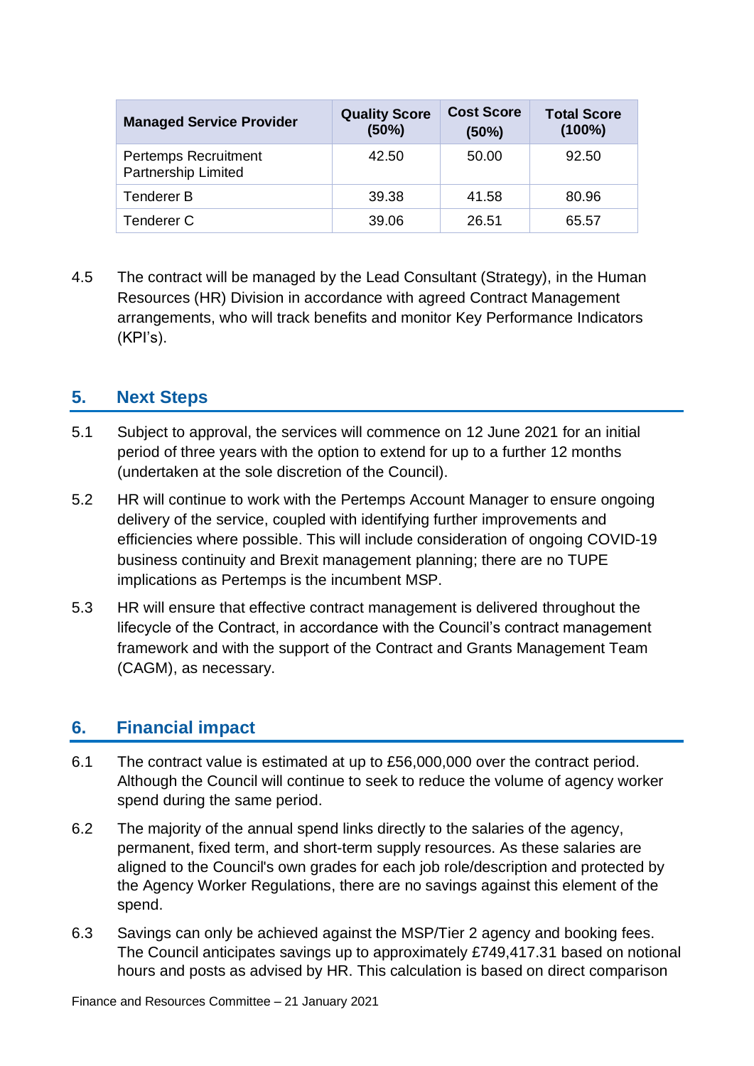| Managed Service Provider | Quality Score (50%) | Cost Score (50%) | Total Score (100%) |
|---|---|---|---|
| Pertemps Recruitment Partnership Limited | 42.50 | 50.00 | 92.50 |
| Tenderer B | 39.38 | 41.58 | 80.96 |
| Tenderer C | 39.06 | 26.51 | 65.57 |

4.5 The contract will be managed by the Lead Consultant (Strategy), in the Human Resources (HR) Division in accordance with agreed Contract Management arrangements, who will track benefits and monitor Key Performance Indicators (KPI's).

## 5. Next Steps

5.1 Subject to approval, the services will commence on 12 June 2021 for an initial period of three years with the option to extend for up to a further 12 months (undertaken at the sole discretion of the Council).

5.2 HR will continue to work with the Pertemps Account Manager to ensure ongoing delivery of the service, coupled with identifying further improvements and efficiencies where possible. This will include consideration of ongoing COVID-19 business continuity and Brexit management planning; there are no TUPE implications as Pertemps is the incumbent MSP.

5.3 HR will ensure that effective contract management is delivered throughout the lifecycle of the Contract, in accordance with the Council's contract management framework and with the support of the Contract and Grants Management Team (CAGM), as necessary.

## 6. Financial impact

6.1 The contract value is estimated at up to £56,000,000 over the contract period. Although the Council will continue to seek to reduce the volume of agency worker spend during the same period.

6.2 The majority of the annual spend links directly to the salaries of the agency, permanent, fixed term, and short-term supply resources. As these salaries are aligned to the Council's own grades for each job role/description and protected by the Agency Worker Regulations, there are no savings against this element of the spend.

6.3 Savings can only be achieved against the MSP/Tier 2 agency and booking fees. The Council anticipates savings up to approximately £749,417.31 based on notional hours and posts as advised by HR. This calculation is based on direct comparison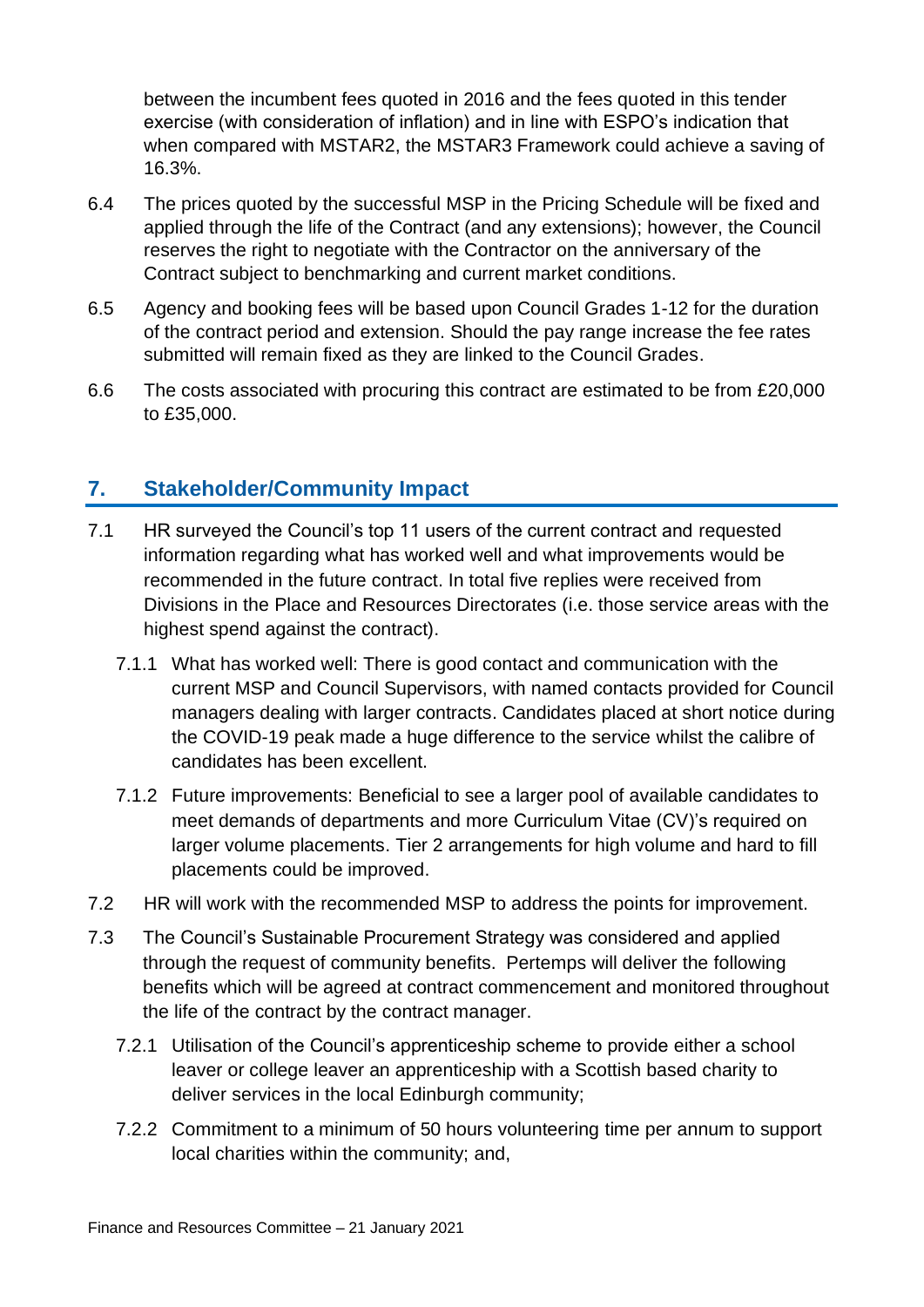between the incumbent fees quoted in 2016 and the fees quoted in this tender exercise (with consideration of inflation) and in line with ESPO's indication that when compared with MSTAR2, the MSTAR3 Framework could achieve a saving of 16.3%.

6.4 The prices quoted by the successful MSP in the Pricing Schedule will be fixed and applied through the life of the Contract (and any extensions); however, the Council reserves the right to negotiate with the Contractor on the anniversary of the Contract subject to benchmarking and current market conditions.

6.5 Agency and booking fees will be based upon Council Grades 1-12 for the duration of the contract period and extension. Should the pay range increase the fee rates submitted will remain fixed as they are linked to the Council Grades.

6.6 The costs associated with procuring this contract are estimated to be from £20,000 to £35,000.

## 7. Stakeholder/Community Impact

7.1 HR surveyed the Council's top 11 users of the current contract and requested information regarding what has worked well and what improvements would be recommended in the future contract. In total five replies were received from Divisions in the Place and Resources Directorates (i.e. those service areas with the highest spend against the contract).

7.1.1 What has worked well: There is good contact and communication with the current MSP and Council Supervisors, with named contacts provided for Council managers dealing with larger contracts. Candidates placed at short notice during the COVID-19 peak made a huge difference to the service whilst the calibre of candidates has been excellent.

7.1.2 Future improvements: Beneficial to see a larger pool of available candidates to meet demands of departments and more Curriculum Vitae (CV)'s required on larger volume placements. Tier 2 arrangements for high volume and hard to fill placements could be improved.

7.2 HR will work with the recommended MSP to address the points for improvement.

7.3 The Council's Sustainable Procurement Strategy was considered and applied through the request of community benefits. Pertemps will deliver the following benefits which will be agreed at contract commencement and monitored throughout the life of the contract by the contract manager.

7.2.1 Utilisation of the Council's apprenticeship scheme to provide either a school leaver or college leaver an apprenticeship with a Scottish based charity to deliver services in the local Edinburgh community;

7.2.2 Commitment to a minimum of 50 hours volunteering time per annum to support local charities within the community; and,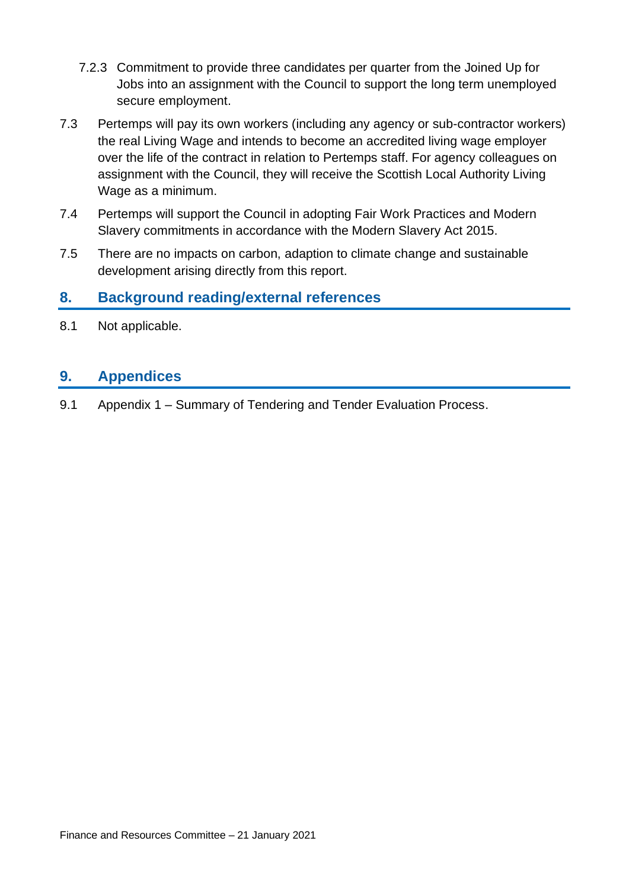7.2.3 Commitment to provide three candidates per quarter from the Joined Up for Jobs into an assignment with the Council to support the long term unemployed secure employment.

7.3 Pertemps will pay its own workers (including any agency or sub-contractor workers) the real Living Wage and intends to become an accredited living wage employer over the life of the contract in relation to Pertemps staff. For agency colleagues on assignment with the Council, they will receive the Scottish Local Authority Living Wage as a minimum.

7.4 Pertemps will support the Council in adopting Fair Work Practices and Modern Slavery commitments in accordance with the Modern Slavery Act 2015.

7.5 There are no impacts on carbon, adaption to climate change and sustainable development arising directly from this report.

## 8. Background reading/external references

8.1 Not applicable.

## 9. Appendices

9.1 Appendix 1 – Summary of Tendering and Tender Evaluation Process.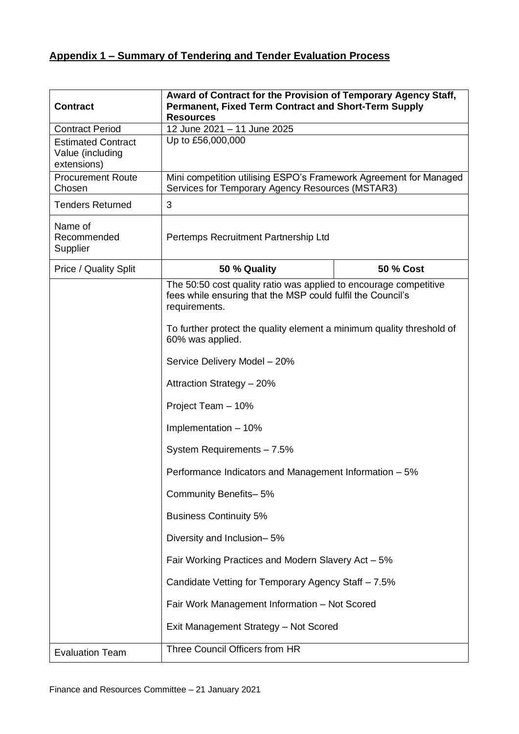## Appendix 1 – Summary of Tendering and Tender Evaluation Process

| | | |
|---|---|---|
| **Contract** | **Award of Contract for the Provision of Temporary Agency Staff, Permanent, Fixed Term Contract and Short-Term Supply Resources** | |
| Contract Period | 12 June 2021 – 11 June 2025 | |
| Estimated Contract Value (including extensions) | Up to £56,000,000 | |
| Procurement Route Chosen | Mini competition utilising ESPO's Framework Agreement for Managed Services for Temporary Agency Resources (MSTAR3) | |
| Tenders Returned | 3 | |
| Name of Recommended Supplier | Pertemps Recruitment Partnership Ltd | |
| Price / Quality Split | **50 % Quality** | **50 % Cost** |
| | The 50:50 cost quality ratio was applied to encourage competitive fees while ensuring that the MSP could fulfil the Council's requirements.<br><br>To further protect the quality element a minimum quality threshold of 60% was applied.<br><br>Service Delivery Model – 20%<br><br>Attraction Strategy – 20%<br><br>Project Team – 10%<br><br>Implementation – 10%<br><br>System Requirements – 7.5%<br><br>Performance Indicators and Management Information – 5%<br><br>Community Benefits– 5%<br><br>Business Continuity 5%<br><br>Diversity and Inclusion– 5%<br><br>Fair Working Practices and Modern Slavery Act – 5%<br><br>Candidate Vetting for Temporary Agency Staff – 7.5%<br><br>Fair Work Management Information – Not Scored<br><br>Exit Management Strategy – Not Scored | |
| Evaluation Team | Three Council Officers from HR | |

Finance and Resources Committee – 21 January 2021